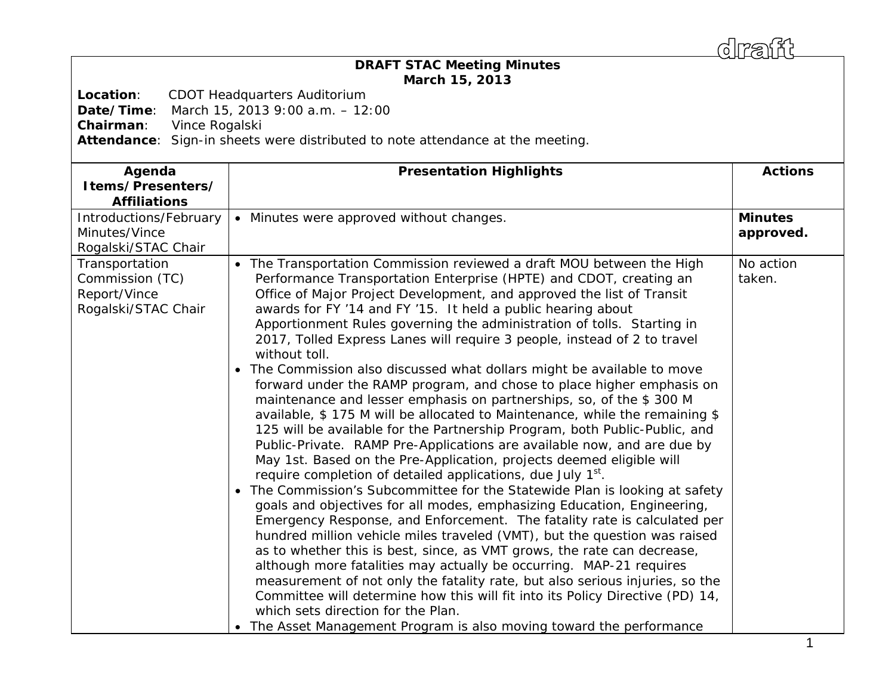draft

# DRAFT STAC Meeting Minutes
## March 15, 2013

**Location**: CDOT Headquarters Auditorium
**Date/Time**: March 15, 2013 9:00 a.m. – 12:00
**Chairman**: Vince Rogalski
**Attendance**: Sign-in sheets were distributed to note attendance at the meeting.

| Agenda Items/Presenters/ Affiliations | Presentation Highlights | Actions |
|---|---|---|
| Introductions/February Minutes/Vince Rogalski/STAC Chair | • Minutes were approved without changes. | **Minutes approved.** |
| Transportation Commission (TC) Report/Vince Rogalski/STAC Chair | • The Transportation Commission reviewed a draft MOU between the High Performance Transportation Enterprise (HPTE) and CDOT, creating an Office of Major Project Development, and approved the list of Transit awards for FY '14 and FY '15. It held a public hearing about Apportionment Rules governing the administration of tolls. Starting in 2017, Tolled Express Lanes will require 3 people, instead of 2 to travel without toll.<br>• The Commission also discussed what dollars might be available to move forward under the RAMP program, and chose to place higher emphasis on maintenance and lesser emphasis on partnerships, so, of the $ 300 M available, $ 175 M will be allocated to Maintenance, while the remaining $ 125 will be available for the Partnership Program, both Public-Public, and Public-Private. RAMP Pre-Applications are available now, and are due by May 1st. Based on the Pre-Application, projects deemed eligible will require completion of detailed applications, due July 1st.<br>• The Commission's Subcommittee for the Statewide Plan is looking at safety goals and objectives for all modes, emphasizing Education, Engineering, Emergency Response, and Enforcement. The fatality rate is calculated per hundred million vehicle miles traveled (VMT), but the question was raised as to whether this is best, since, as VMT grows, the rate can decrease, although more fatalities may actually be occurring. MAP-21 requires measurement of not only the fatality rate, but also serious injuries, so the Committee will determine how this will fit into its Policy Directive (PD) 14, which sets direction for the Plan.<br>• The Asset Management Program is also moving toward the performance | No action taken. |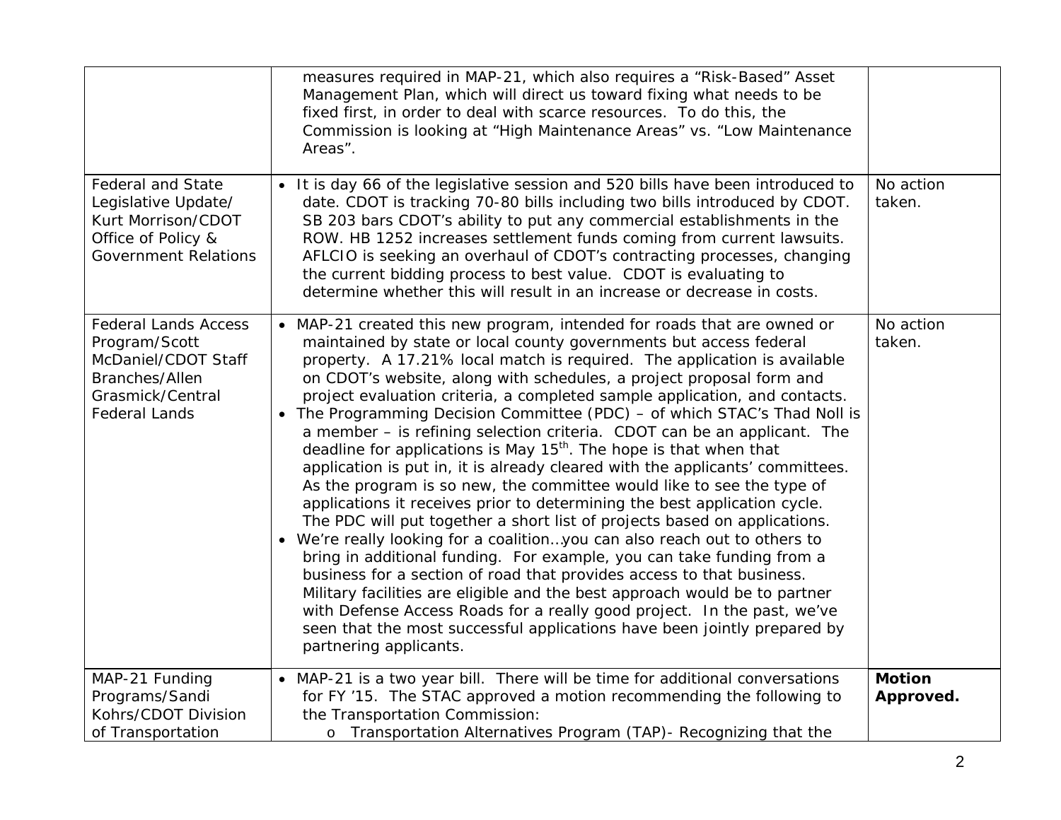| | | |
|---|---|---|
| | measures required in MAP-21, which also requires a "Risk-Based" Asset Management Plan, which will direct us toward fixing what needs to be fixed first, in order to deal with scarce resources. To do this, the Commission is looking at "High Maintenance Areas" vs. "Low Maintenance Areas". | |
| Federal and State Legislative Update/ Kurt Morrison/CDOT Office of Policy & Government Relations | • It is day 66 of the legislative session and 520 bills have been introduced to date. CDOT is tracking 70-80 bills including two bills introduced by CDOT. SB 203 bars CDOT's ability to put any commercial establishments in the ROW. HB 1252 increases settlement funds coming from current lawsuits. AFLCIO is seeking an overhaul of CDOT's contracting processes, changing the current bidding process to best value. CDOT is evaluating to determine whether this will result in an increase or decrease in costs. | No action taken. |
| Federal Lands Access Program/Scott McDaniel/CDOT Staff Branches/Allen Grasmick/Central Federal Lands | • MAP-21 created this new program, intended for roads that are owned or maintained by state or local county governments but access federal property. A 17.21% local match is required. The application is available on CDOT's website, along with schedules, a project proposal form and project evaluation criteria, a completed sample application, and contacts.<br>• The Programming Decision Committee (PDC) – of which STAC's Thad Noll is a member – is refining selection criteria. CDOT can be an applicant. The deadline for applications is May 15th. The hope is that when that application is put in, it is already cleared with the applicants' committees. As the program is so new, the committee would like to see the type of applications it receives prior to determining the best application cycle. The PDC will put together a short list of projects based on applications.<br>• We're really looking for a coalition…you can also reach out to others to bring in additional funding. For example, you can take funding from a business for a section of road that provides access to that business. Military facilities are eligible and the best approach would be to partner with Defense Access Roads for a really good project. In the past, we've seen that the most successful applications have been jointly prepared by partnering applicants. | No action taken. |
| MAP-21 Funding Programs/Sandi Kohrs/CDOT Division of Transportation | • MAP-21 is a two year bill. There will be time for additional conversations for FY '15. The STAC approved a motion recommending the following to the Transportation Commission:<br>  o Transportation Alternatives Program (TAP)- Recognizing that the | **Motion Approved.** |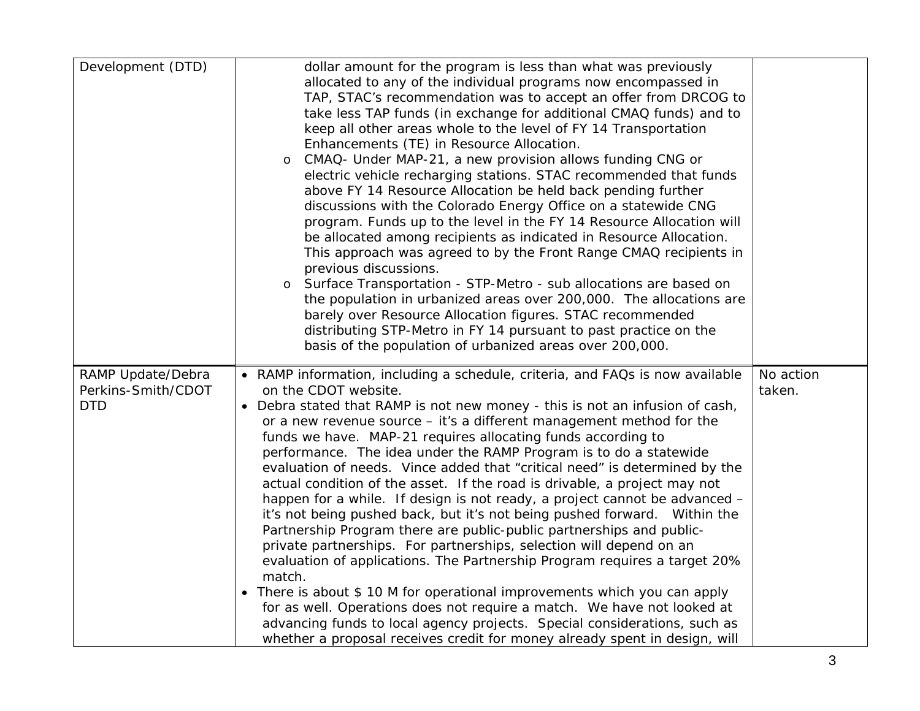| | | |
|---|---|---|
| Development (DTD) | dollar amount for the program is less than what was previously allocated to any of the individual programs now encompassed in TAP, STAC's recommendation was to accept an offer from DRCOG to take less TAP funds (in exchange for additional CMAQ funds) and to keep all other areas whole to the level of FY 14 Transportation Enhancements (TE) in Resource Allocation.<br>o CMAQ- Under MAP-21, a new provision allows funding CNG or electric vehicle recharging stations. STAC recommended that funds above FY 14 Resource Allocation be held back pending further discussions with the Colorado Energy Office on a statewide CNG program. Funds up to the level in the FY 14 Resource Allocation will be allocated among recipients as indicated in Resource Allocation. This approach was agreed to by the Front Range CMAQ recipients in previous discussions.<br>o Surface Transportation - STP-Metro - sub allocations are based on the population in urbanized areas over 200,000. The allocations are barely over Resource Allocation figures. STAC recommended distributing STP-Metro in FY 14 pursuant to past practice on the basis of the population of urbanized areas over 200,000. | |
| RAMP Update/Debra Perkins-Smith/CDOT DTD | • RAMP information, including a schedule, criteria, and FAQs is now available on the CDOT website.<br>• Debra stated that RAMP is not new money - this is not an infusion of cash, or a new revenue source – it's a different management method for the funds we have. MAP-21 requires allocating funds according to performance. The idea under the RAMP Program is to do a statewide evaluation of needs. Vince added that "critical need" is determined by the actual condition of the asset. If the road is drivable, a project may not happen for a while. If design is not ready, a project cannot be advanced – it's not being pushed back, but it's not being pushed forward. Within the Partnership Program there are public-public partnerships and public-private partnerships. For partnerships, selection will depend on an evaluation of applications. The Partnership Program requires a target 20% match.<br>• There is about $ 10 M for operational improvements which you can apply for as well. Operations does not require a match. We have not looked at advancing funds to local agency projects. Special considerations, such as whether a proposal receives credit for money already spent in design, will | No action taken. |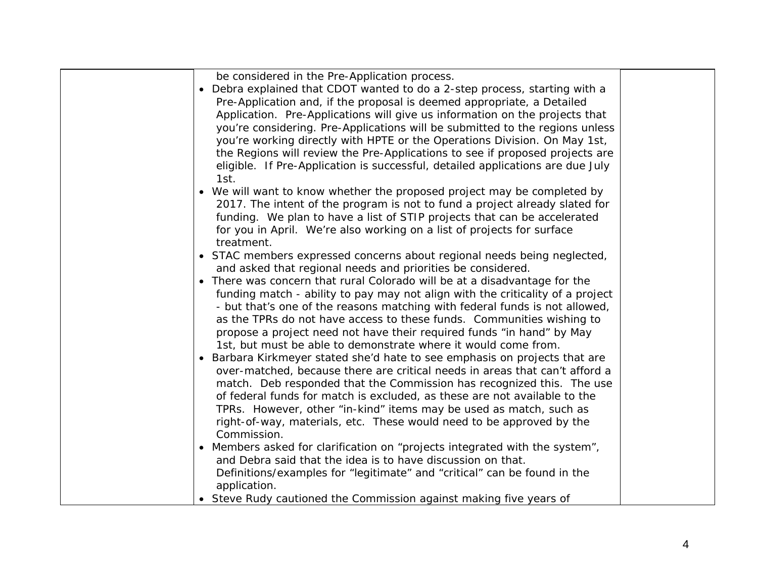| | | |
|---|---|---|
| | be considered in the Pre-Application process.<br>• Debra explained that CDOT wanted to do a 2-step process, starting with a Pre-Application and, if the proposal is deemed appropriate, a Detailed Application. Pre-Applications will give us information on the projects that you're considering. Pre-Applications will be submitted to the regions unless you're working directly with HPTE or the Operations Division. On May 1st, the Regions will review the Pre-Applications to see if proposed projects are eligible. If Pre-Application is successful, detailed applications are due July 1st.<br>• We will want to know whether the proposed project may be completed by 2017. The intent of the program is not to fund a project already slated for funding. We plan to have a list of STIP projects that can be accelerated for you in April. We're also working on a list of projects for surface treatment.<br>• STAC members expressed concerns about regional needs being neglected, and asked that regional needs and priorities be considered.<br>• There was concern that rural Colorado will be at a disadvantage for the funding match - ability to pay may not align with the criticality of a project - but that's one of the reasons matching with federal funds is not allowed, as the TPRs do not have access to these funds. Communities wishing to propose a project need not have their required funds "in hand" by May 1st, but must be able to demonstrate where it would come from.<br>• Barbara Kirkmeyer stated she'd hate to see emphasis on projects that are over-matched, because there are critical needs in areas that can't afford a match. Deb responded that the Commission has recognized this. The use of federal funds for match is excluded, as these are not available to the TPRs. However, other "in-kind" items may be used as match, such as right-of-way, materials, etc. These would need to be approved by the Commission.<br>• Members asked for clarification on "projects integrated with the system", and Debra said that the idea is to have discussion on that. Definitions/examples for "legitimate" and "critical" can be found in the application.<br>• Steve Rudy cautioned the Commission against making five years of | |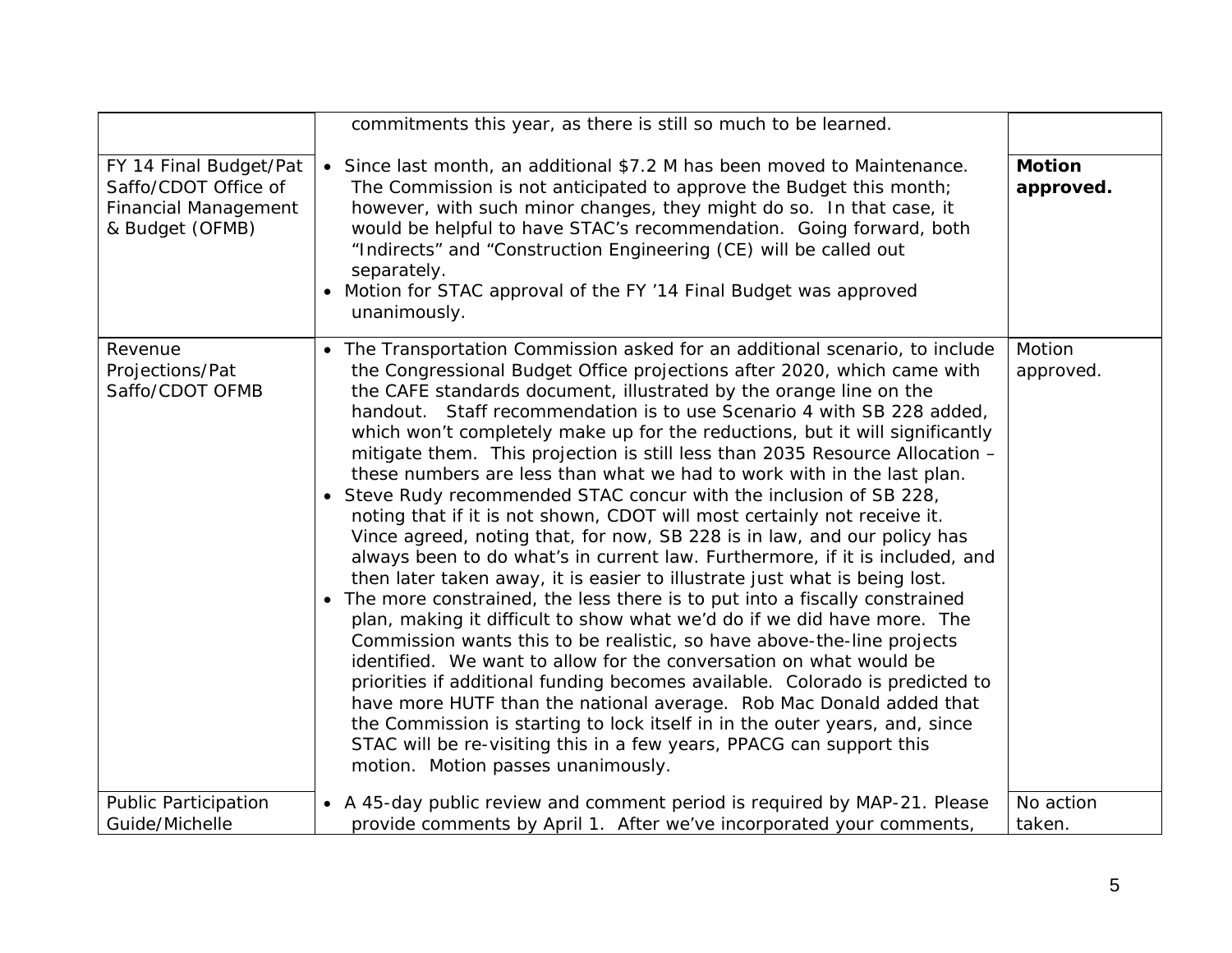| | | |
|---|---|---|
| | commitments this year, as there is still so much to be learned. | |
| FY 14 Final Budget/Pat Saffo/CDOT Office of Financial Management & Budget (OFMB) | • Since last month, an additional $7.2 M has been moved to Maintenance. The Commission is not anticipated to approve the Budget this month; however, with such minor changes, they might do so. In that case, it would be helpful to have STAC's recommendation. Going forward, both "Indirects" and "Construction Engineering (CE) will be called out separately.<br>• Motion for STAC approval of the FY '14 Final Budget was approved unanimously. | **Motion approved.** |
| Revenue Projections/Pat Saffo/CDOT OFMB | • The Transportation Commission asked for an additional scenario, to include the Congressional Budget Office projections after 2020, which came with the CAFE standards document, illustrated by the orange line on the handout. Staff recommendation is to use Scenario 4 with SB 228 added, which won't completely make up for the reductions, but it will significantly mitigate them. This projection is still less than 2035 Resource Allocation – these numbers are less than what we had to work with in the last plan.<br>• Steve Rudy recommended STAC concur with the inclusion of SB 228, noting that if it is not shown, CDOT will most certainly not receive it. Vince agreed, noting that, for now, SB 228 is in law, and our policy has always been to do what's in current law. Furthermore, if it is included, and then later taken away, it is easier to illustrate just what is being lost.<br>• The more constrained, the less there is to put into a fiscally constrained plan, making it difficult to show what we'd do if we did have more. The Commission wants this to be realistic, so have above-the-line projects identified. We want to allow for the conversation on what would be priorities if additional funding becomes available. Colorado is predicted to have more HUTF than the national average. Rob Mac Donald added that the Commission is starting to lock itself in in the outer years, and, since STAC will be re-visiting this in a few years, PPACG can support this motion. Motion passes unanimously. | Motion approved. |
| Public Participation Guide/Michelle | • A 45-day public review and comment period is required by MAP-21. Please provide comments by April 1. After we've incorporated your comments, | No action taken. |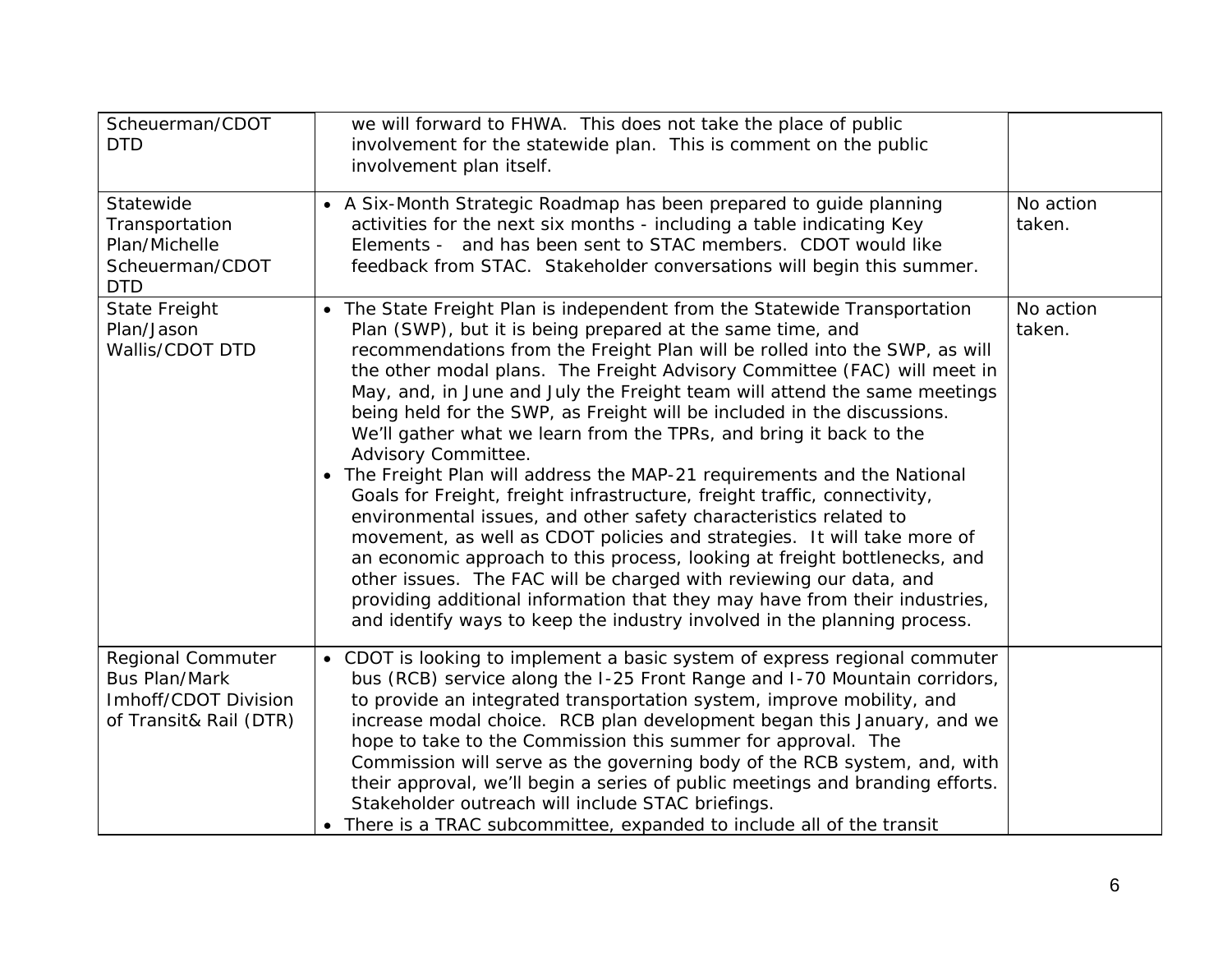| | | |
|---|---|---|
| Scheuerman/CDOT DTD | we will forward to FHWA. This does not take the place of public involvement for the statewide plan. This is comment on the public involvement plan itself. | |
| Statewide Transportation Plan/Michelle Scheuerman/CDOT DTD | • A Six-Month Strategic Roadmap has been prepared to guide planning activities for the next six months - including a table indicating Key Elements - and has been sent to STAC members. CDOT would like feedback from STAC. Stakeholder conversations will begin this summer. | No action taken. |
| State Freight Plan/Jason Wallis/CDOT DTD | • The State Freight Plan is independent from the Statewide Transportation Plan (SWP), but it is being prepared at the same time, and recommendations from the Freight Plan will be rolled into the SWP, as will the other modal plans. The Freight Advisory Committee (FAC) will meet in May, and, in June and July the Freight team will attend the same meetings being held for the SWP, as Freight will be included in the discussions. We'll gather what we learn from the TPRs, and bring it back to the Advisory Committee.<br>• The Freight Plan will address the MAP-21 requirements and the National Goals for Freight, freight infrastructure, freight traffic, connectivity, environmental issues, and other safety characteristics related to movement, as well as CDOT policies and strategies. It will take more of an economic approach to this process, looking at freight bottlenecks, and other issues. The FAC will be charged with reviewing our data, and providing additional information that they may have from their industries, and identify ways to keep the industry involved in the planning process. | No action taken. |
| Regional Commuter Bus Plan/Mark Imhoff/CDOT Division of Transit& Rail (DTR) | • CDOT is looking to implement a basic system of express regional commuter bus (RCB) service along the I-25 Front Range and I-70 Mountain corridors, to provide an integrated transportation system, improve mobility, and increase modal choice. RCB plan development began this January, and we hope to take to the Commission this summer for approval. The Commission will serve as the governing body of the RCB system, and, with their approval, we'll begin a series of public meetings and branding efforts. Stakeholder outreach will include STAC briefings.<br>• There is a TRAC subcommittee, expanded to include all of the transit | |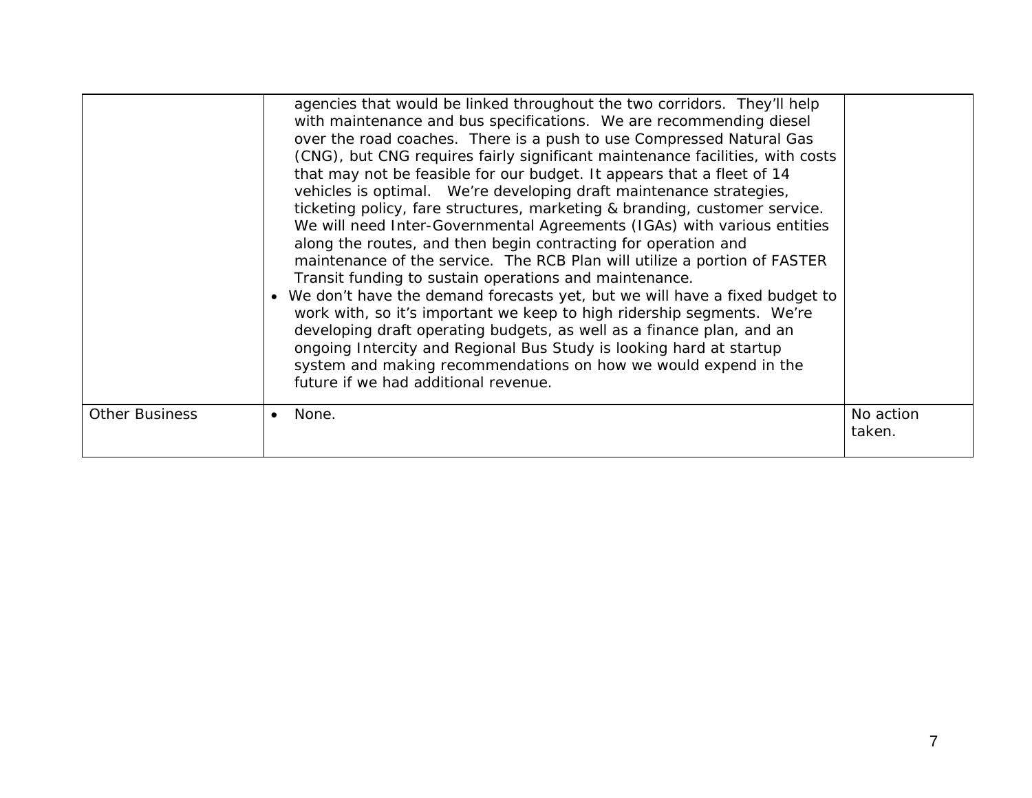| | | |
|---|---|---|
| | agencies that would be linked throughout the two corridors. They'll help with maintenance and bus specifications. We are recommending diesel over the road coaches. There is a push to use Compressed Natural Gas (CNG), but CNG requires fairly significant maintenance facilities, with costs that may not be feasible for our budget. It appears that a fleet of 14 vehicles is optimal. We're developing draft maintenance strategies, ticketing policy, fare structures, marketing & branding, customer service. We will need Inter-Governmental Agreements (IGAs) with various entities along the routes, and then begin contracting for operation and maintenance of the service. The RCB Plan will utilize a portion of FASTER Transit funding to sustain operations and maintenance.<br>• We don't have the demand forecasts yet, but we will have a fixed budget to work with, so it's important we keep to high ridership segments. We're developing draft operating budgets, as well as a finance plan, and an ongoing Intercity and Regional Bus Study is looking hard at startup system and making recommendations on how we would expend in the future if we had additional revenue. | |
| Other Business | • None. | No action taken. |